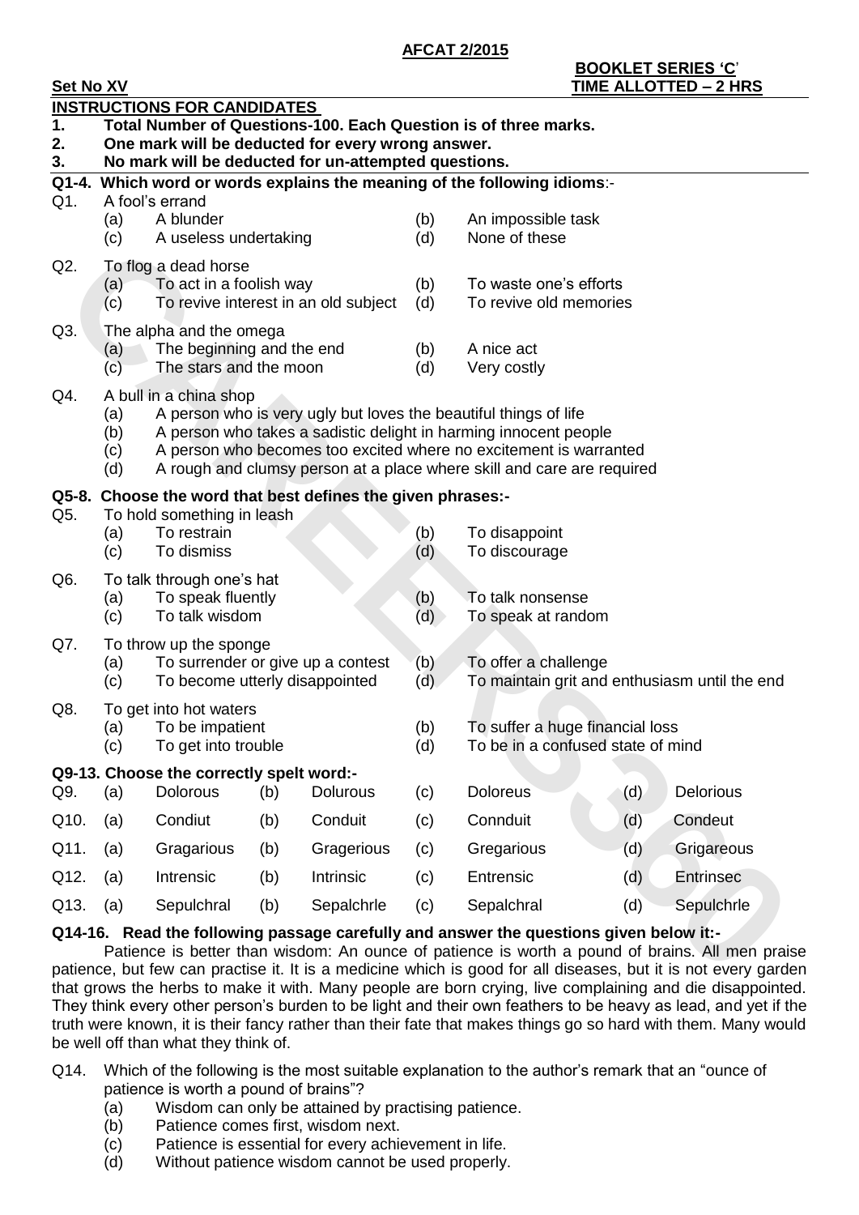**AFCAT 2/2015**

**BOOKLET SERIES 'C'**

**Set No XV** **TIME ALLOTTED – 2 HRS**

**INSTRUCTIONS FOR CANDIDATES**

1. **Total Number of Questions-100. Each Question is of three marks.**
2. **One mark will be deducted for every wrong answer.**
3. **No mark will be deducted for un-attempted questions.**

**Q1-4. Which word or words explains the meaning of the following idioms**:-

Q1. A fool's errand
- (a) A blunder
- (b) An impossible task
- (c) A useless undertaking
- (d) None of these

Q2. To flog a dead horse
- (a) To act in a foolish way
- (b) To waste one's efforts
- (c) To revive interest in an old subject
- (d) To revive old memories

Q3. The alpha and the omega
- (a) The beginning and the end
- (b) A nice act
- (c) The stars and the moon
- (d) Very costly

Q4. A bull in a china shop
- (a) A person who is very ugly but loves the beautiful things of life
- (b) A person who takes a sadistic delight in harming innocent people
- (c) A person who becomes too excited where no excitement is warranted
- (d) A rough and clumsy person at a place where skill and care are required

**Q5-8. Choose the word that best defines the given phrases:-**

Q5. To hold something in leash
- (a) To restrain
- (b) To disappoint
- (c) To dismiss
- (d) To discourage

Q6. To talk through one's hat
- (a) To speak fluently
- (b) To talk nonsense
- (c) To talk wisdom
- (d) To speak at random

Q7. To throw up the sponge
- (a) To surrender or give up a contest
- (b) To offer a challenge
- (c) To become utterly disappointed
- (d) To maintain grit and enthusiasm until the end

Q8. To get into hot waters
- (a) To be impatient
- (b) To suffer a huge financial loss
- (c) To get into trouble
- (d) To be in a confused state of mind

**Q9-13. Choose the correctly spelt word:-**

Q9. (a) Dolorous (b) Dolurous (c) Doloreus (d) Delorious

Q10. (a) Condiut (b) Conduit (c) Connduit (d) Condeut

Q11. (a) Gragarious (b) Gragerious (c) Gregarious (d) Grigareous

Q12. (a) Intrensic (b) Intrinsic (c) Entrensic (d) Entrinsec

Q13. (a) Sepulchral (b) Sepalchrle (c) Sepalchral (d) Sepulchrle

**Q14-16. Read the following passage carefully and answer the questions given below it:-**

Patience is better than wisdom: An ounce of patience is worth a pound of brains. All men praise patience, but few can practise it. It is a medicine which is good for all diseases, but it is not every garden that grows the herbs to make it with. Many people are born crying, live complaining and die disappointed. They think every other person's burden to be light and their own feathers to be heavy as lead, and yet if the truth were known, it is their fancy rather than their fate that makes things go so hard with them. Many would be well off than what they think of.

Q14. Which of the following is the most suitable explanation to the author's remark that an "ounce of patience is worth a pound of brains"?
- (a) Wisdom can only be attained by practising patience.
- (b) Patience comes first, wisdom next.
- (c) Patience is essential for every achievement in life.
- (d) Without patience wisdom cannot be used properly.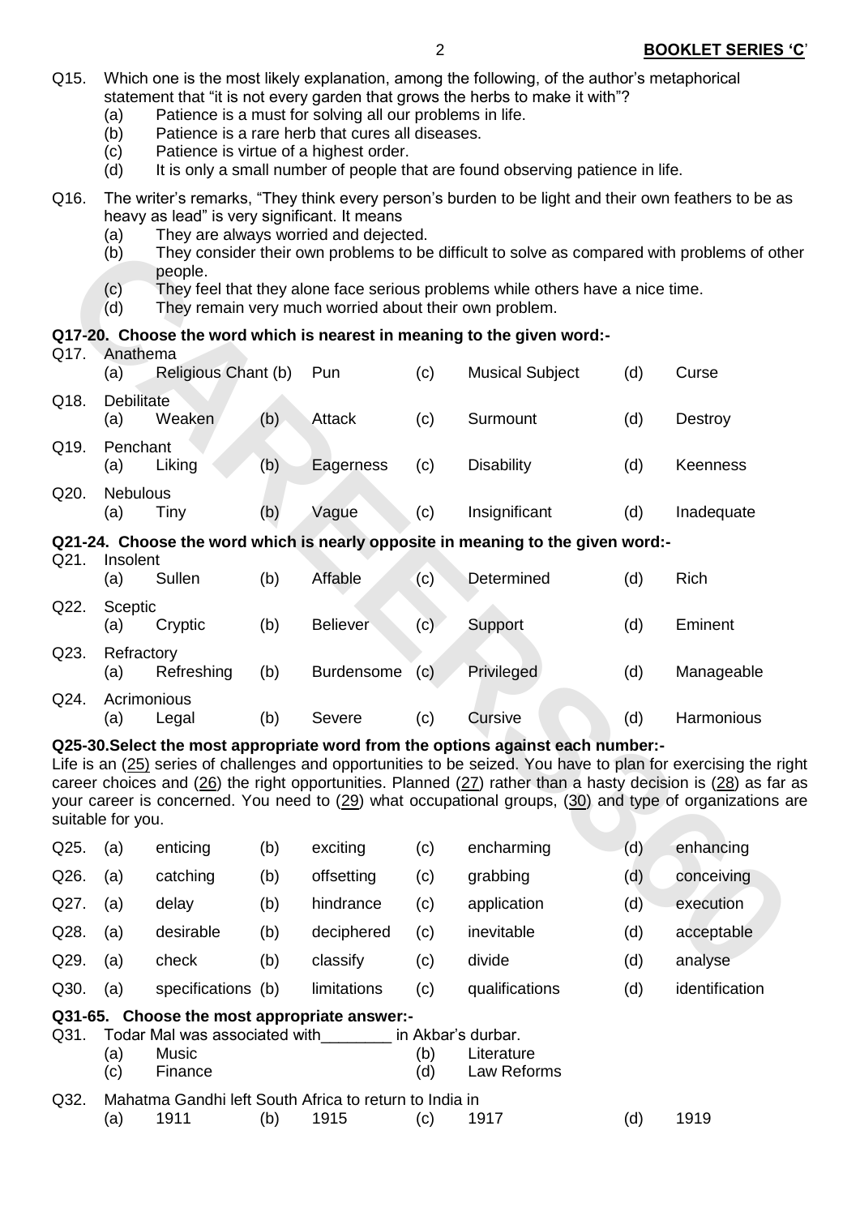Q15. Which one is the most likely explanation, among the following, of the author's metaphorical statement that "it is not every garden that grows the herbs to make it with"?
- (a) Patience is a must for solving all our problems in life.
- (b) Patience is a rare herb that cures all diseases.
- (c) Patience is virtue of a highest order.
- (d) It is only a small number of people that are found observing patience in life.

Q16. The writer's remarks, "They think every person's burden to be light and their own feathers to be as heavy as lead" is very significant. It means
- (a) They are always worried and dejected.
- (b) They consider their own problems to be difficult to solve as compared with problems of other people.
- (c) They feel that they alone face serious problems while others have a nice time.
- (d) They remain very much worried about their own problem.

**Q17-20. Choose the word which is nearest in meaning to the given word:-**

Q17. Anathema
(a) Religious Chant (b) Pun (c) Musical Subject (d) Curse

Q18. Debilitate
(a) Weaken (b) Attack (c) Surmount (d) Destroy

Q19. Penchant
(a) Liking (b) Eagerness (c) Disability (d) Keenness

Q20. Nebulous
(a) Tiny (b) Vague (c) Insignificant (d) Inadequate

**Q21-24. Choose the word which is nearly opposite in meaning to the given word:-**

Q21. Insolent
(a) Sullen (b) Affable (c) Determined (d) Rich

Q22. Sceptic
(a) Cryptic (b) Believer (c) Support (d) Eminent

Q23. Refractory
(a) Refreshing (b) Burdensome (c) Privileged (d) Manageable

Q24. Acrimonious
(a) Legal (b) Severe (c) Cursive (d) Harmonious

**Q25-30. Select the most appropriate word from the options against each number:-**

Life is an (25) series of challenges and opportunities to be seized. You have to plan for exercising the right career choices and (26) the right opportunities. Planned (27) rather than a hasty decision is (28) as far as your career is concerned. You need to (29) what occupational groups, (30) and type of organizations are suitable for you.

| | (a) | (b) | (c) | (d) |
|---|---|---|---|---|
| Q25. | enticing | exciting | encharming | enhancing |
| Q26. | catching | offsetting | grabbing | conceiving |
| Q27. | delay | hindrance | application | execution |
| Q28. | desirable | deciphered | inevitable | acceptable |
| Q29. | check | classify | divide | analyse |
| Q30. | specifications | limitations | qualifications | identification |

**Q31-65. Choose the most appropriate answer:-**

Q31. Todar Mal was associated with________ in Akbar's durbar.
- (a) Music
- (b) Literature
- (c) Finance
- (d) Law Reforms

Q32. Mahatma Gandhi left South Africa to return to India in
(a) 1911 (b) 1915 (c) 1917 (d) 1919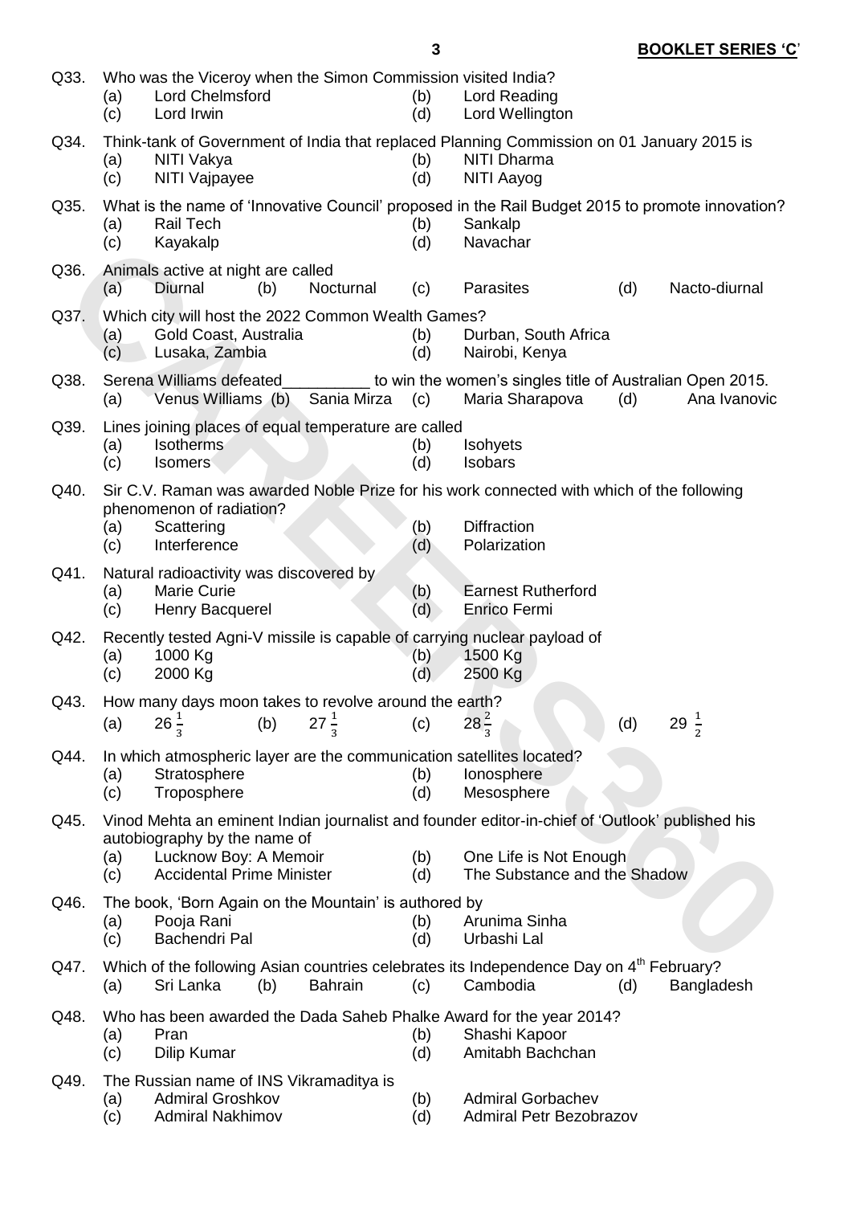Q33. Who was the Viceroy when the Simon Commission visited India?
(a) Lord Chelmsford (b) Lord Reading
(c) Lord Irwin (d) Lord Wellington

Q34. Think-tank of Government of India that replaced Planning Commission on 01 January 2015 is
(a) NITI Vakya (b) NITI Dharma
(c) NITI Vajpayee (d) NITI Aayog

Q35. What is the name of 'Innovative Council' proposed in the Rail Budget 2015 to promote innovation?
(a) Rail Tech (b) Sankalp
(c) Kayakalp (d) Navachar

Q36. Animals active at night are called
(a) Diurnal (b) Nocturnal (c) Parasites (d) Nacto-diurnal

Q37. Which city will host the 2022 Common Wealth Games?
(a) Gold Coast, Australia (b) Durban, South Africa
(c) Lusaka, Zambia (d) Nairobi, Kenya

Q38. Serena Williams defeated__________ to win the women's singles title of Australian Open 2015.
(a) Venus Williams (b) Sania Mirza (c) Maria Sharapova (d) Ana Ivanovic

Q39. Lines joining places of equal temperature are called
(a) Isotherms (b) Isohyets
(c) Isomers (d) Isobars

Q40. Sir C.V. Raman was awarded Noble Prize for his work connected with which of the following phenomenon of radiation?
(a) Scattering (b) Diffraction
(c) Interference (d) Polarization

Q41. Natural radioactivity was discovered by
(a) Marie Curie (b) Earnest Rutherford
(c) Henry Bacquerel (d) Enrico Fermi

Q42. Recently tested Agni-V missile is capable of carrying nuclear payload of
(a) 1000 Kg (b) 1500 Kg
(c) 2000 Kg (d) 2500 Kg

Q43. How many days moon takes to revolve around the earth?
(a) $26\frac{1}{3}$ (b) $27\frac{1}{3}$ (c) $28\frac{2}{3}$ (d) $29\frac{1}{2}$

Q44. In which atmospheric layer are the communication satellites located?
(a) Stratosphere (b) Ionosphere
(c) Troposphere (d) Mesosphere

Q45. Vinod Mehta an eminent Indian journalist and founder editor-in-chief of 'Outlook' published his autobiography by the name of
(a) Lucknow Boy: A Memoir (b) One Life is Not Enough
(c) Accidental Prime Minister (d) The Substance and the Shadow

Q46. The book, 'Born Again on the Mountain' is authored by
(a) Pooja Rani (b) Arunima Sinha
(c) Bachendri Pal (d) Urbashi Lal

Q47. Which of the following Asian countries celebrates its Independence Day on 4th February?
(a) Sri Lanka (b) Bahrain (c) Cambodia (d) Bangladesh

Q48. Who has been awarded the Dada Saheb Phalke Award for the year 2014?
(a) Pran (b) Shashi Kapoor
(c) Dilip Kumar (d) Amitabh Bachchan

Q49. The Russian name of INS Vikramaditya is
(a) Admiral Groshkov (b) Admiral Gorbachev
(c) Admiral Nakhimov (d) Admiral Petr Bezobrazov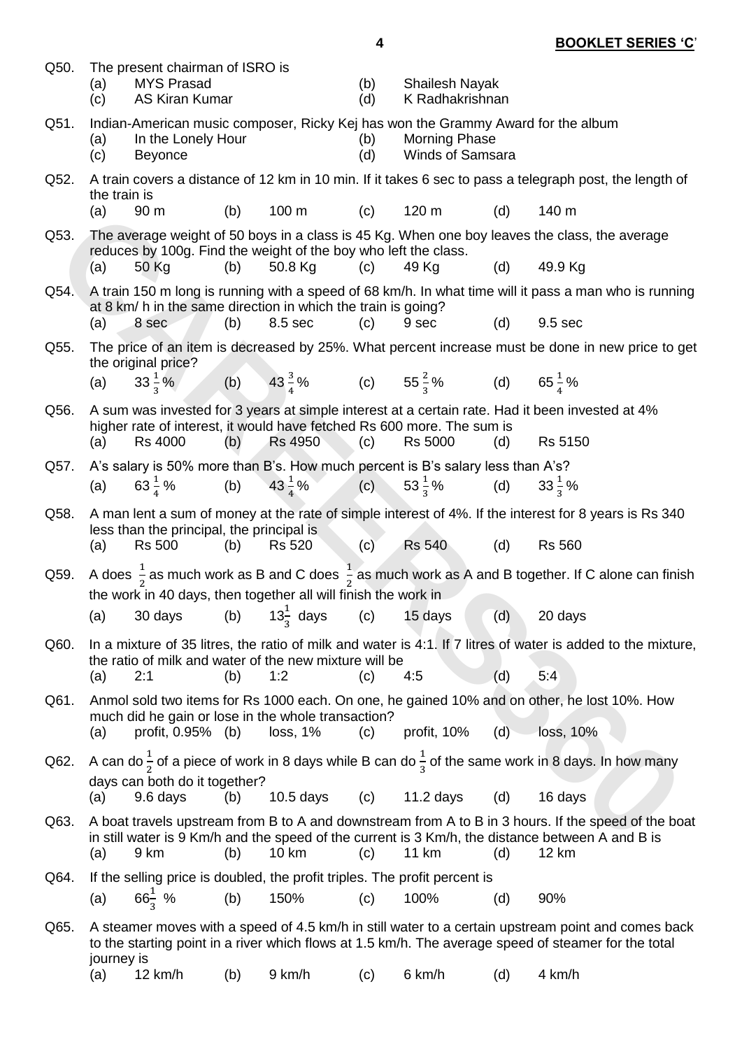Q50. The present chairman of ISRO is

(a) MYS Prasad (b) Shailesh Nayak
(c) AS Kiran Kumar (d) K Radhakrishnan

Q51. Indian-American music composer, Ricky Kej has won the Grammy Award for the album

(a) In the Lonely Hour (b) Morning Phase
(c) Beyonce (d) Winds of Samsara

Q52. A train covers a distance of 12 km in 10 min. If it takes 6 sec to pass a telegraph post, the length of the train is

(a) 90 m (b) 100 m (c) 120 m (d) 140 m

Q53. The average weight of 50 boys in a class is 45 Kg. When one boy leaves the class, the average reduces by 100g. Find the weight of the boy who left the class.

(a) 50 Kg (b) 50.8 Kg (c) 49 Kg (d) 49.9 Kg

Q54. A train 150 m long is running with a speed of 68 km/h. In what time will it pass a man who is running at 8 km/ h in the same direction in which the train is going?

(a) 8 sec (b) 8.5 sec (c) 9 sec (d) 9.5 sec

Q55. The price of an item is decreased by 25%. What percent increase must be done in new price to get the original price?

(a) $33\frac{1}{3}$% (b) $43\frac{3}{4}$% (c) $55\frac{2}{3}$% (d) $65\frac{1}{4}$%

Q56. A sum was invested for 3 years at simple interest at a certain rate. Had it been invested at 4% higher rate of interest, it would have fetched Rs 600 more. The sum is

(a) Rs 4000 (b) Rs 4950 (c) Rs 5000 (d) Rs 5150

Q57. A's salary is 50% more than B's. How much percent is B's salary less than A's?

(a) $63\frac{1}{4}$% (b) $43\frac{1}{4}$% (c) $53\frac{1}{3}$% (d) $33\frac{1}{3}$%

Q58. A man lent a sum of money at the rate of simple interest of 4%. If the interest for 8 years is Rs 340 less than the principal, the principal is

(a) Rs 500 (b) Rs 520 (c) Rs 540 (d) Rs 560

Q59. A does $\frac{1}{2}$ as much work as B and C does $\frac{1}{2}$ as much work as A and B together. If C alone can finish the work in 40 days, then together all will finish the work in

(a) 30 days (b) $13\frac{1}{3}$ days (c) 15 days (d) 20 days

Q60. In a mixture of 35 litres, the ratio of milk and water is 4:1. If 7 litres of water is added to the mixture, the ratio of milk and water of the new mixture will be

(a) 2:1 (b) 1:2 (c) 4:5 (d) 5:4

Q61. Anmol sold two items for Rs 1000 each. On one, he gained 10% and on other, he lost 10%. How much did he gain or lose in the whole transaction?

(a) profit, 0.95% (b) loss, 1% (c) profit, 10% (d) loss, 10%

Q62. A can do $\frac{1}{2}$ of a piece of work in 8 days while B can do $\frac{1}{3}$ of the same work in 8 days. In how many days can both do it together?

(a) 9.6 days (b) 10.5 days (c) 11.2 days (d) 16 days

Q63. A boat travels upstream from B to A and downstream from A to B in 3 hours. If the speed of the boat in still water is 9 Km/h and the speed of the current is 3 Km/h, the distance between A and B is

(a) 9 km (b) 10 km (c) 11 km (d) 12 km

Q64. If the selling price is doubled, the profit triples. The profit percent is

(a) $66\frac{1}{3}$ % (b) 150% (c) 100% (d) 90%

Q65. A steamer moves with a speed of 4.5 km/h in still water to a certain upstream point and comes back to the starting point in a river which flows at 1.5 km/h. The average speed of steamer for the total journey is

(a) 12 km/h (b) 9 km/h (c) 6 km/h (d) 4 km/h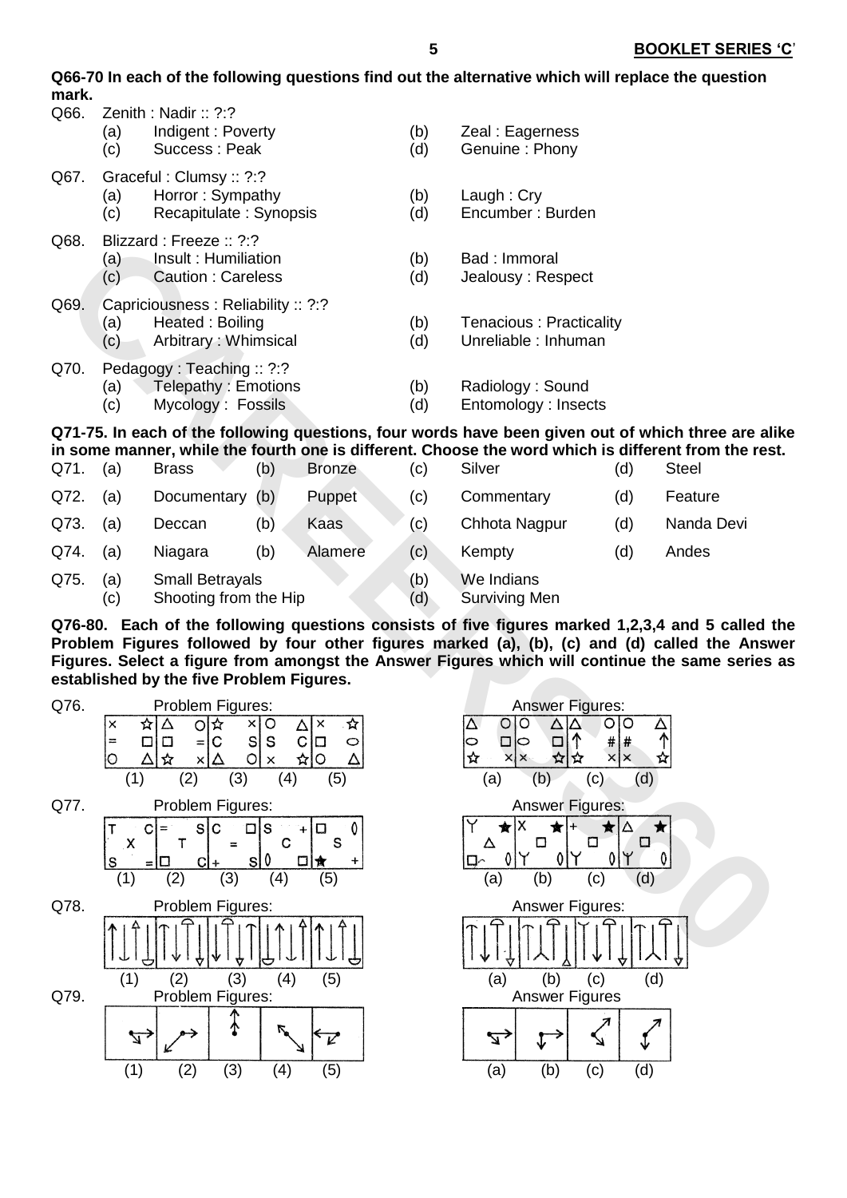**Q66-70 In each of the following questions find out the alternative which will replace the question mark.**

Q66. Zenith : Nadir :: ?:?
- (a) Indigent : Poverty
- (b) Zeal : Eagerness
- (c) Success : Peak
- (d) Genuine : Phony

Q67. Graceful : Clumsy :: ?:?
- (a) Horror : Sympathy
- (b) Laugh : Cry
- (c) Recapitulate : Synopsis
- (d) Encumber : Burden

Q68. Blizzard : Freeze :: ?:?
- (a) Insult : Humiliation
- (b) Bad : Immoral
- (c) Caution : Careless
- (d) Jealousy : Respect

Q69. Capriciousness : Reliability :: ?:?
- (a) Heated : Boiling
- (b) Tenacious : Practicality
- (c) Arbitrary : Whimsical
- (d) Unreliable : Inhuman

Q70. Pedagogy : Teaching :: ?:?
- (a) Telepathy : Emotions
- (b) Radiology : Sound
- (c) Mycology : Fossils
- (d) Entomology : Insects

**Q71-75. In each of the following questions, four words have been given out of which three are alike in some manner, while the fourth one is different. Choose the word which is different from the rest.**

Q71. (a) Brass (b) Bronze (c) Silver (d) Steel

Q72. (a) Documentary (b) Puppet (c) Commentary (d) Feature

Q73. (a) Deccan (b) Kaas (c) Chhota Nagpur (d) Nanda Devi

Q74. (a) Niagara (b) Alamere (c) Kempty (d) Andes

Q75.
- (a) Small Betrayals
- (b) We Indians
- (c) Shooting from the Hip
- (d) Surviving Men

**Q76-80. Each of the following questions consists of five figures marked 1,2,3,4 and 5 called the Problem Figures followed by four other figures marked (a), (b), (c) and (d) called the Answer Figures. Select a figure from amongst the Answer Figures which will continue the same series as established by the five Problem Figures.**

Q76. Problem Figures: (1) (2) (3) (4) (5) Answer Figures: (a) (b) (c) (d)

Q77. Problem Figures: (1) (2) (3) (4) (5) Answer Figures: (a) (b) (c) (d)

Q78. Problem Figures: (1) (2) (3) (4) (5) Answer Figures: (a) (b) (c) (d)

Q79. Problem Figures: (1) (2) (3) (4) (5) Answer Figures: (a) (b) (c) (d)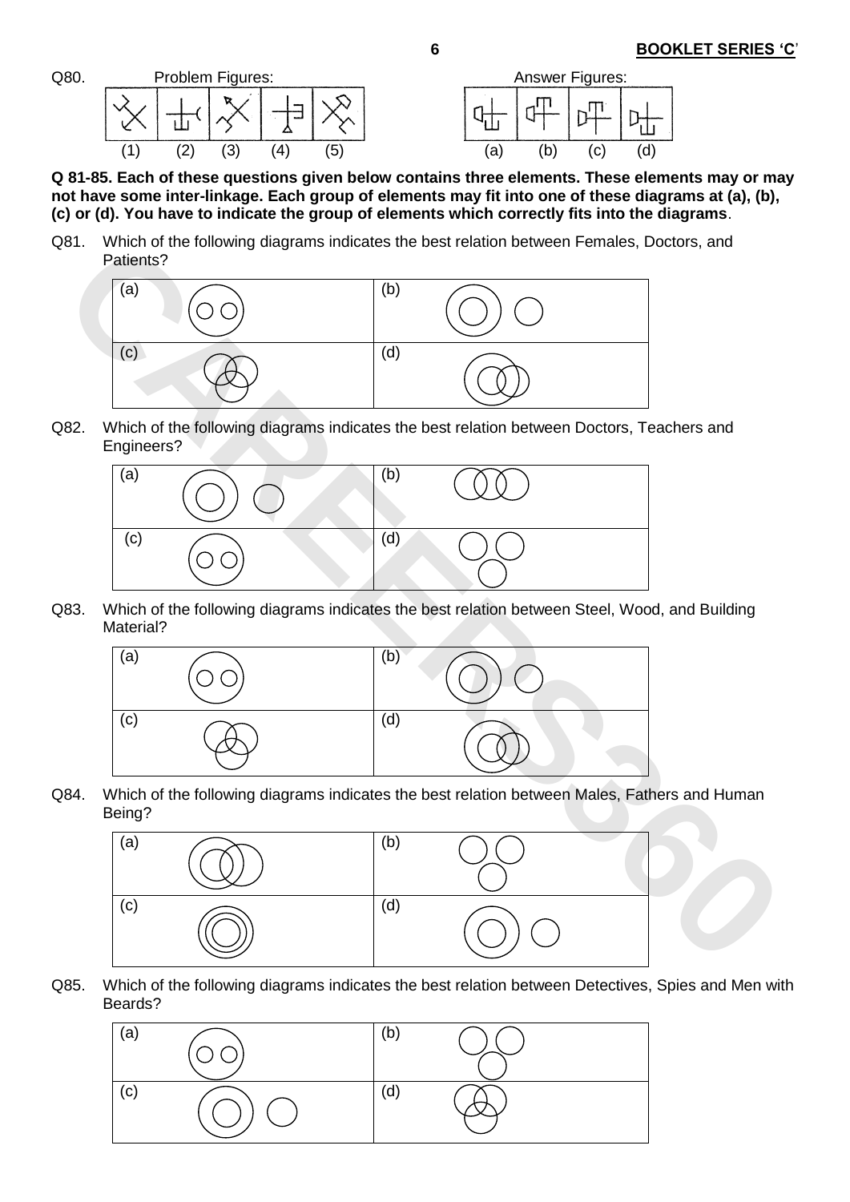Q80. Problem Figures: (1) (2) (3) (4) (5)

Answer Figures: (a) (b) (c) (d)

**Q 81-85. Each of these questions given below contains three elements. These elements may or may not have some inter-linkage. Each group of elements may fit into one of these diagrams at (a), (b), (c) or (d). You have to indicate the group of elements which correctly fits into the diagrams**.

Q81. Which of the following diagrams indicates the best relation between Females, Doctors, and Patients?

(a) (b)

(c) (d)

Q82. Which of the following diagrams indicates the best relation between Doctors, Teachers and Engineers?

(a) (b)

(c) (d)

Q83. Which of the following diagrams indicates the best relation between Steel, Wood, and Building Material?

(a) (b)

(c) (d)

Q84. Which of the following diagrams indicates the best relation between Males, Fathers and Human Being?

(a) (b)

(c) (d)

Q85. Which of the following diagrams indicates the best relation between Detectives, Spies and Men with Beards?

(a) (b)

(c) (d)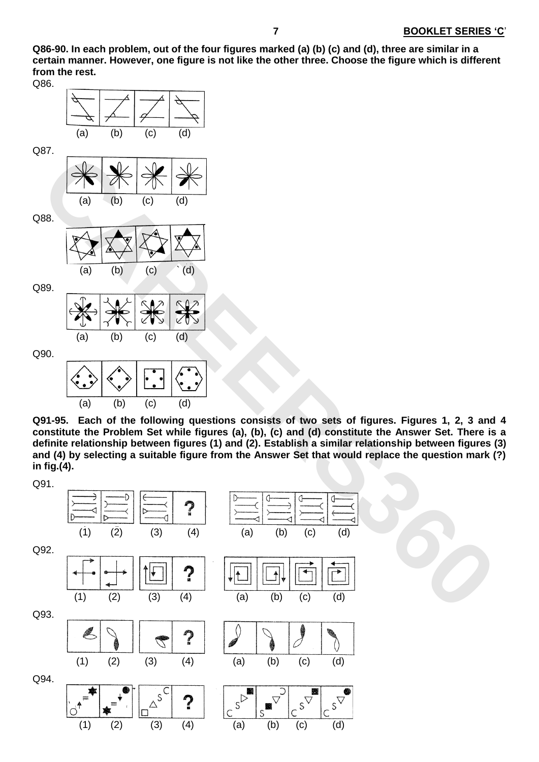**Q86-90. In each problem, out of the four figures marked (a) (b) (c) and (d), three are similar in a certain manner. However, one figure is not like the other three. Choose the figure which is different from the rest.**

Q86.

(a) (b) (c) (d)

Q87.

(a) (b) (c) (d)

Q88.

(a) (b) (c) (d)

Q89.

(a) (b) (c) (d)

Q90.

(a) (b) (c) (d)

**Q91-95. Each of the following questions consists of two sets of figures. Figures 1, 2, 3 and 4 constitute the Problem Set while figures (a), (b), (c) and (d) constitute the Answer Set. There is a definite relationship between figures (1) and (2). Establish a similar relationship between figures (3) and (4) by selecting a suitable figure from the Answer Set that would replace the question mark (?) in fig.(4).**

Q91.

(1) (2) (3) (4) (a) (b) (c) (d)

Q92.

(1) (2) (3) (4) (a) (b) (c) (d)

Q93.

(1) (2) (3) (4) (a) (b) (c) (d)

Q94.

(1) (2) (3) (4) (a) (b) (c) (d)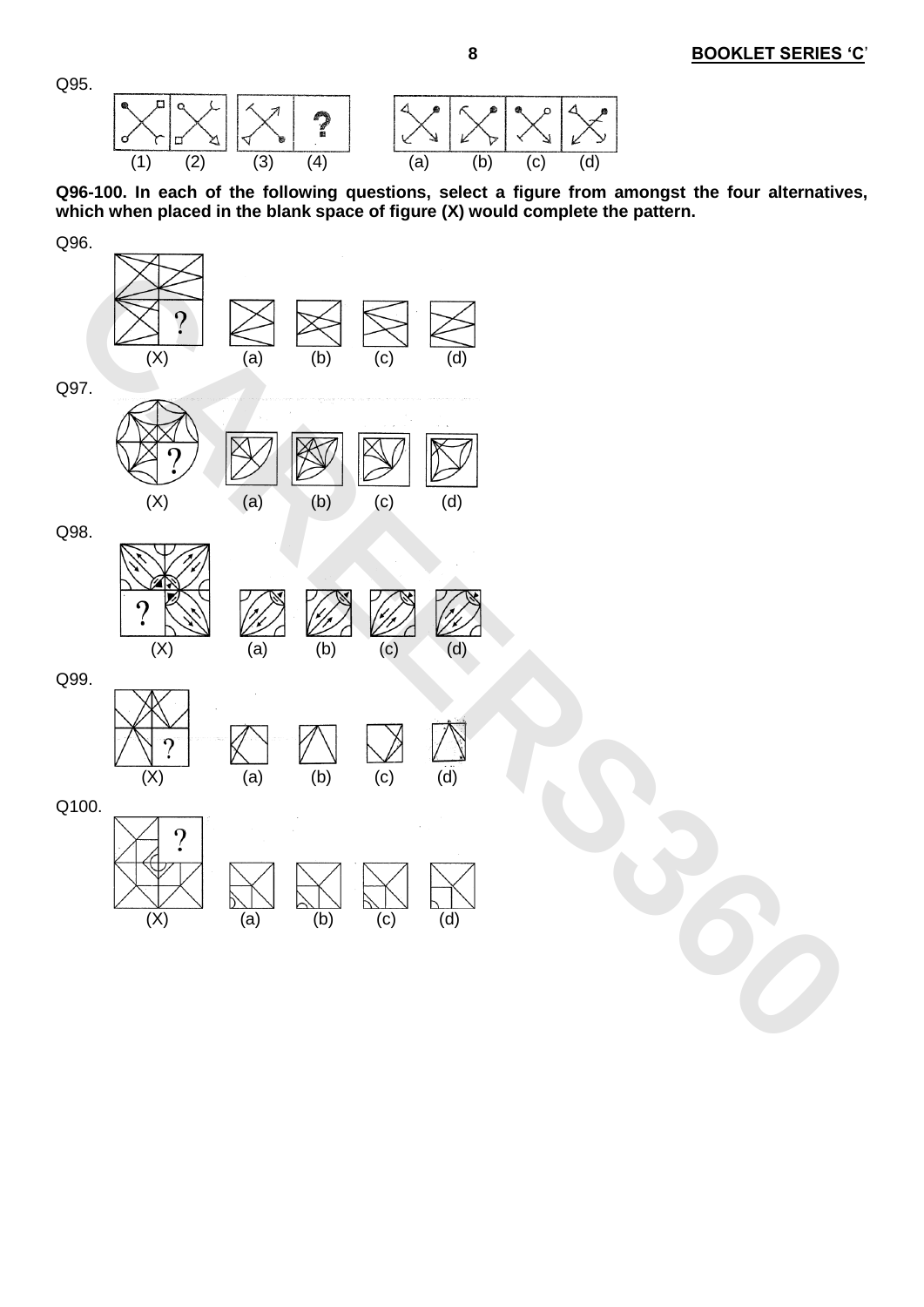Q95.

(1) (2) (3) (4) (a) (b) (c) (d)

**Q96-100. In each of the following questions, select a figure from amongst the four alternatives, which when placed in the blank space of figure (X) would complete the pattern.**

Q96.

(X) (a) (b) (c) (d)

Q97.

(X) (a) (b) (c) (d)

Q98.

(X) (a) (b) (c) (d)

Q99.

(X) (a) (b) (c) (d)

Q100.

(X) (a) (b) (c) (d)